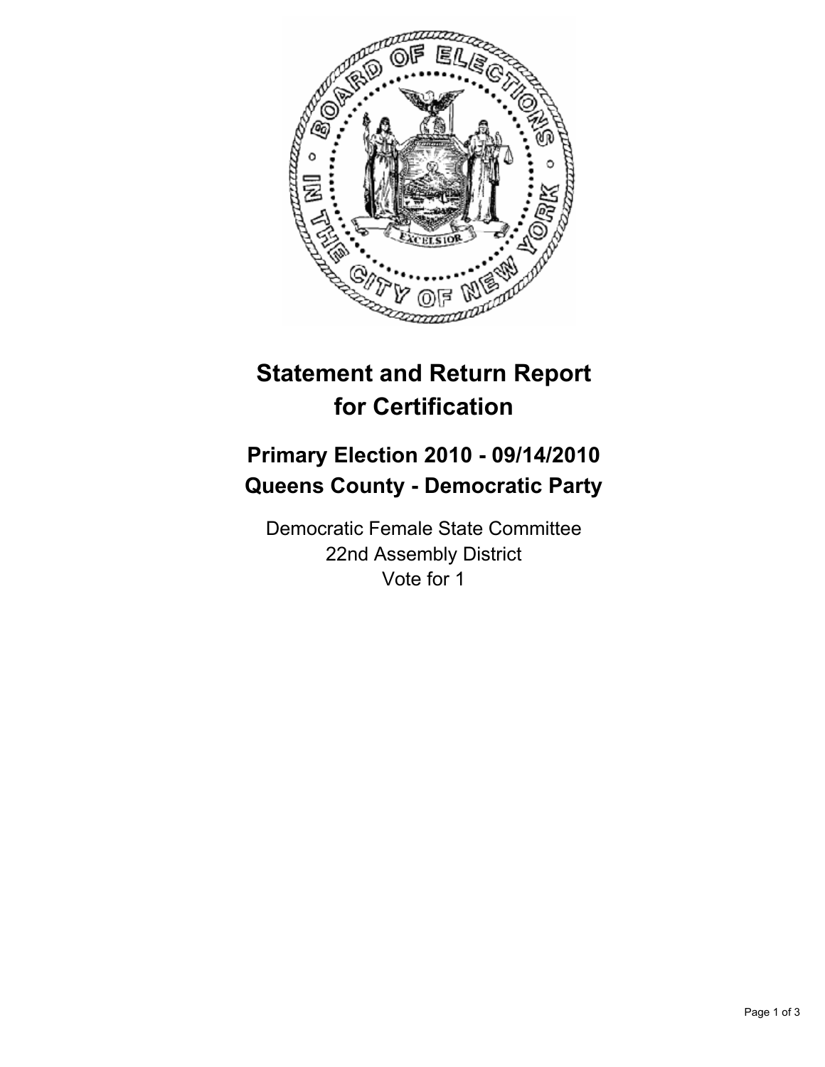# Statement and Return Report for Certification

## Primary Election 2010 - 09/14/2010
## Queens County - Democratic Party

Democratic Female State Committee
22nd Assembly District
Vote for 1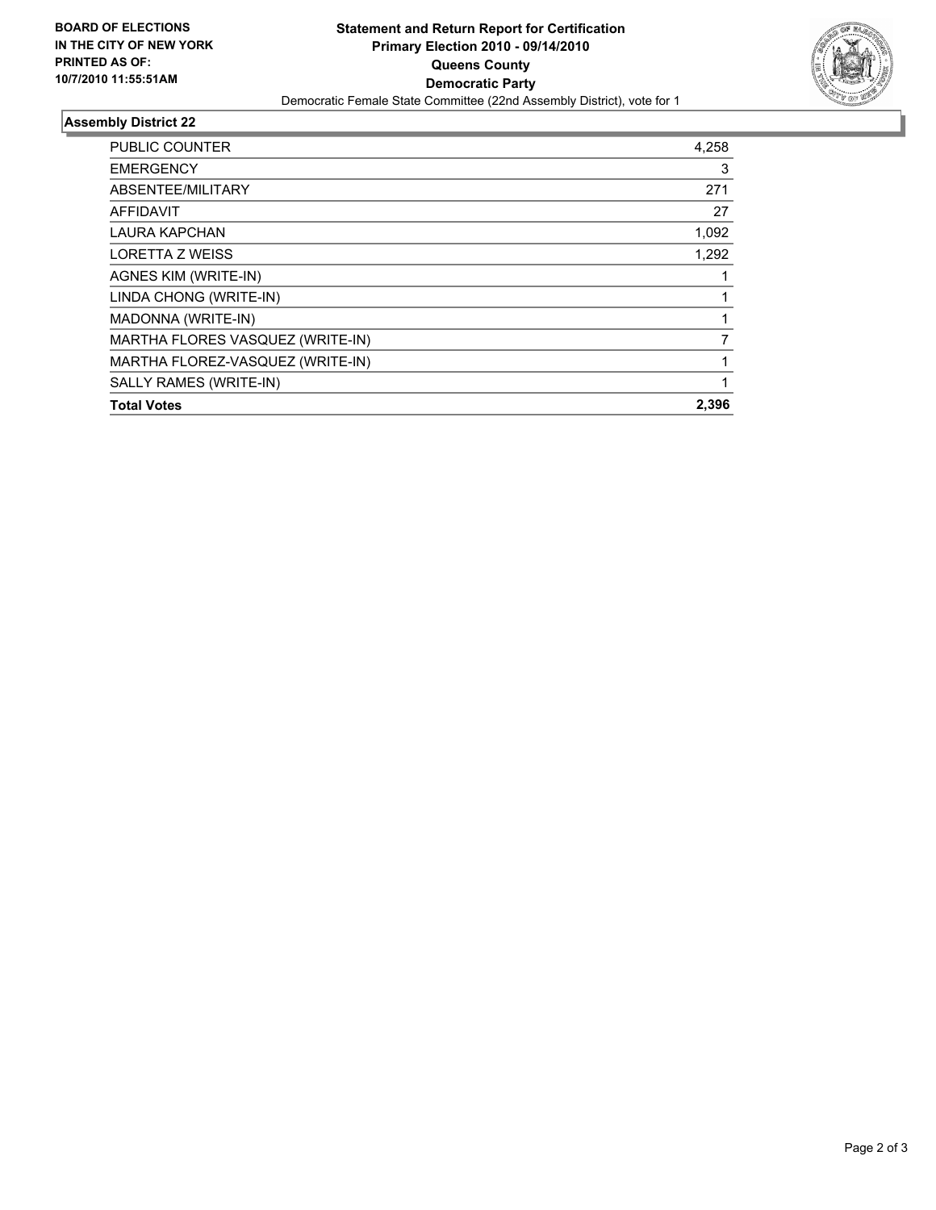**BOARD OF ELECTIONS IN THE CITY OF NEW YORK PRINTED AS OF: 10/7/2010 11:55:51AM**

# Statement and Return Report for Certification
## Primary Election 2010 - 09/14/2010
## Queens County
## Democratic Party

Democratic Female State Committee (22nd Assembly District), vote for 1

### Assembly District 22

| | |
|---|---|
| PUBLIC COUNTER | 4,258 |
| EMERGENCY | 3 |
| ABSENTEE/MILITARY | 271 |
| AFFIDAVIT | 27 |
| LAURA KAPCHAN | 1,092 |
| LORETTA Z WEISS | 1,292 |
| AGNES KIM (WRITE-IN) | 1 |
| LINDA CHONG (WRITE-IN) | 1 |
| MADONNA (WRITE-IN) | 1 |
| MARTHA FLORES VASQUEZ (WRITE-IN) | 7 |
| MARTHA FLOREZ-VASQUEZ (WRITE-IN) | 1 |
| SALLY RAMES (WRITE-IN) | 1 |
| **Total Votes** | **2,396** |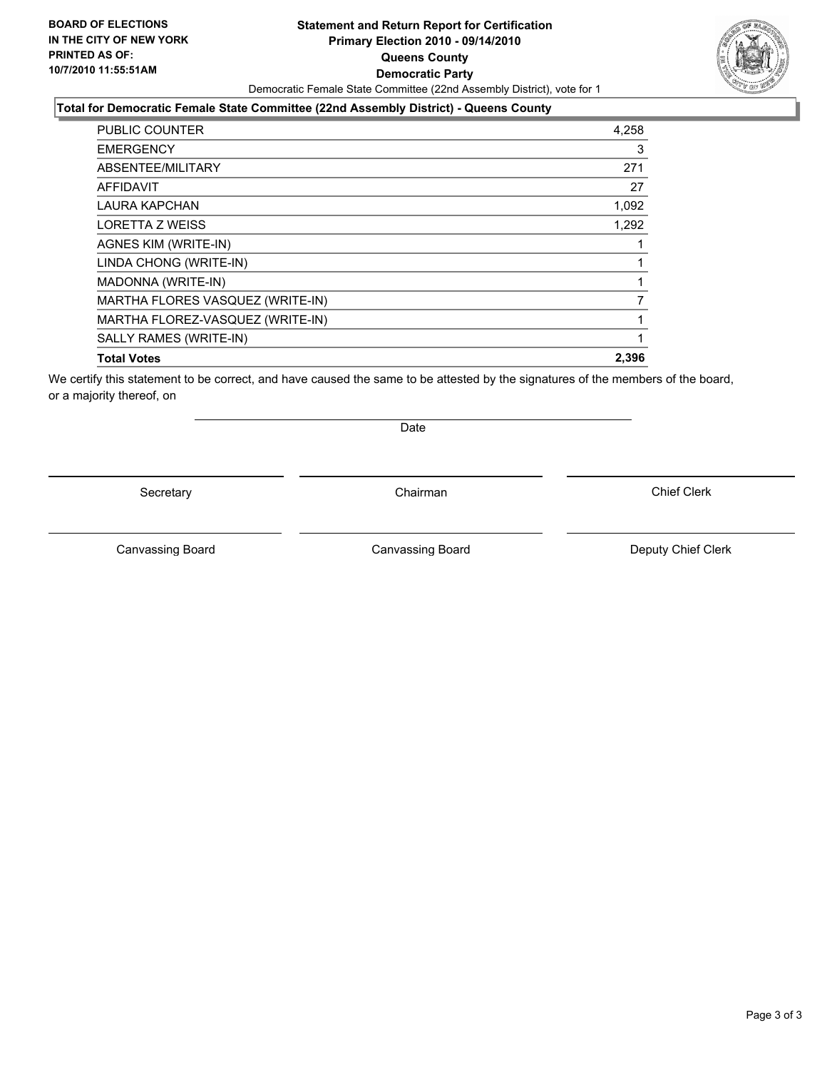**BOARD OF ELECTIONS**
**IN THE CITY OF NEW YORK**
**PRINTED AS OF:**
**10/7/2010 11:55:51AM**

# Statement and Return Report for Certification
## Primary Election 2010 - 09/14/2010
## Queens County
## Democratic Party

Democratic Female State Committee (22nd Assembly District), vote for 1

**Total for Democratic Female State Committee (22nd Assembly District) - Queens County**

| | |
|---|---|
| PUBLIC COUNTER | 4,258 |
| EMERGENCY | 3 |
| ABSENTEE/MILITARY | 271 |
| AFFIDAVIT | 27 |
| LAURA KAPCHAN | 1,092 |
| LORETTA Z WEISS | 1,292 |
| AGNES KIM (WRITE-IN) | 1 |
| LINDA CHONG (WRITE-IN) | 1 |
| MADONNA (WRITE-IN) | 1 |
| MARTHA FLORES VASQUEZ (WRITE-IN) | 7 |
| MARTHA FLOREZ-VASQUEZ (WRITE-IN) | 1 |
| SALLY RAMES (WRITE-IN) | 1 |
| **Total Votes** | **2,396** |

We certify this statement to be correct, and have caused the same to be attested by the signatures of the members of the board, or a majority thereof, on

Date

Secretary | Chairman | Chief Clerk

Canvassing Board | Canvassing Board | Deputy Chief Clerk